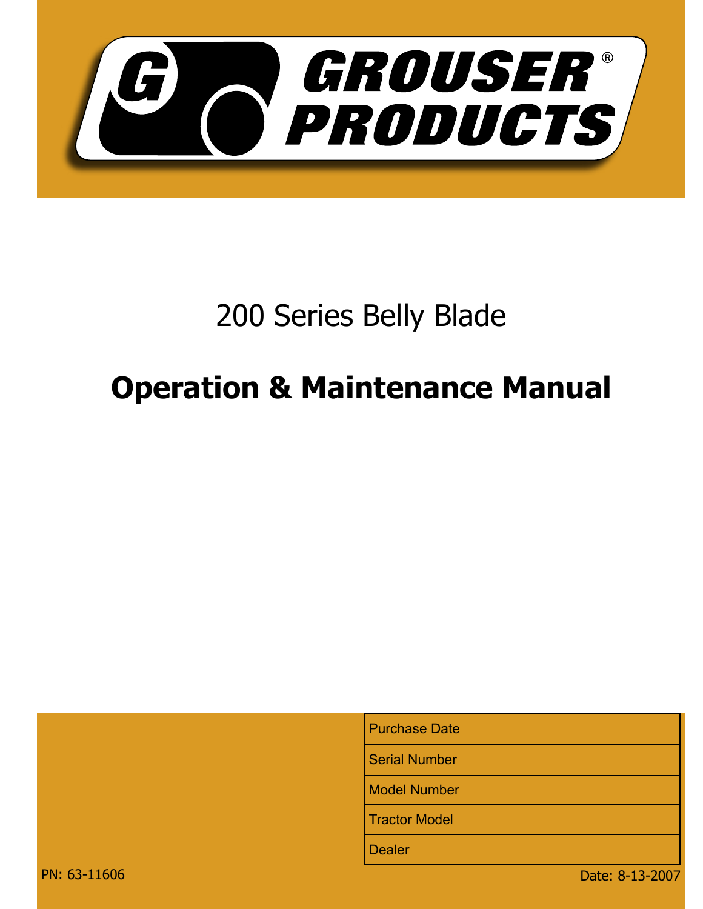# GROUSER® PRODUCTS

## 200 Series Belly Blade

# Operation & Maintenance Manual

| Purchase Date |
|---|
| Serial Number |
| Model Number |
| Tractor Model |
| Dealer |

PN: 63-11606

Date: 8-13-2007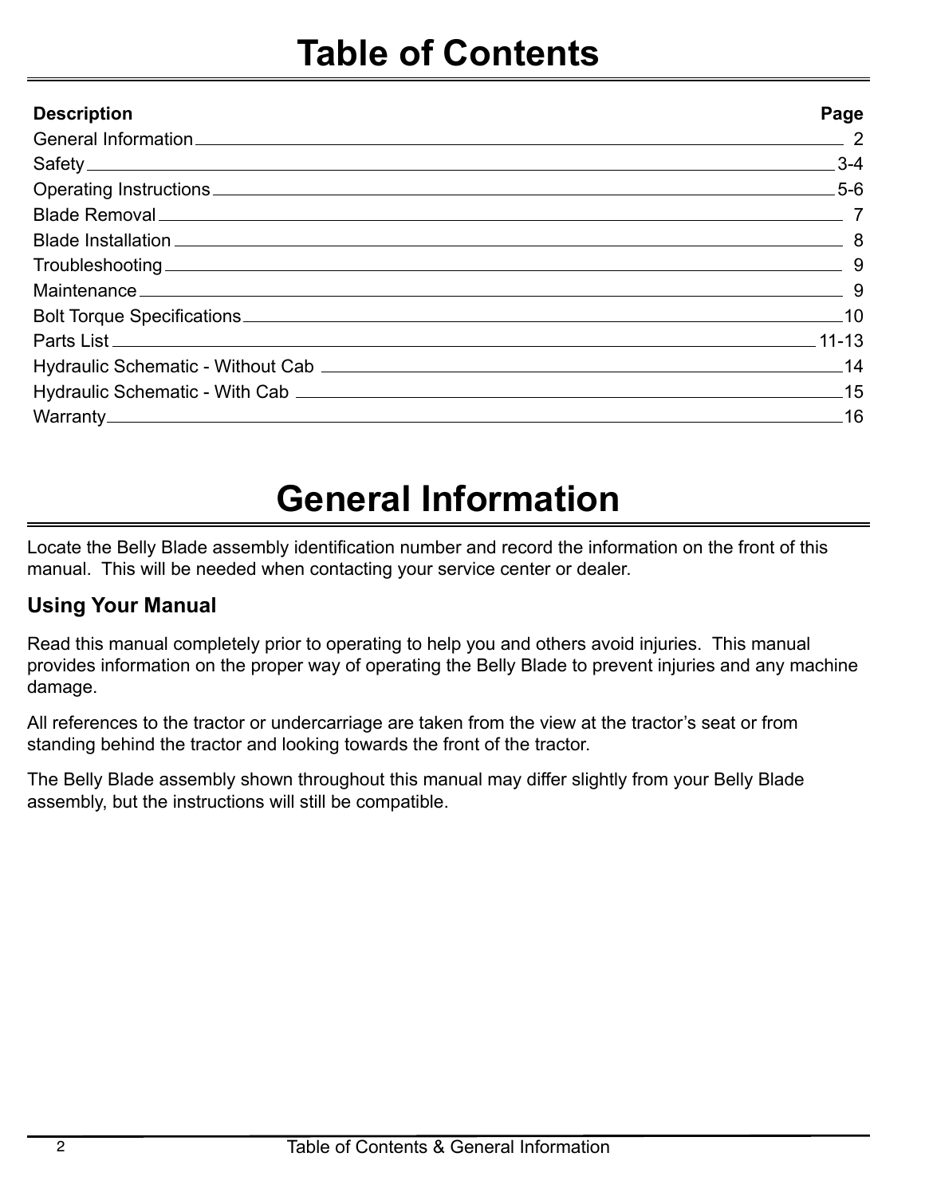# Table of Contents

| Description | Page |
|---|---|
| General Information | 2 |
| Safety | 3-4 |
| Operating Instructions | 5-6 |
| Blade Removal | 7 |
| Blade Installation | 8 |
| Troubleshooting | 9 |
| Maintenance | 9 |
| Bolt Torque Specifications | 10 |
| Parts List | 11-13 |
| Hydraulic Schematic - Without Cab | 14 |
| Hydraulic Schematic - With Cab | 15 |
| Warranty | 16 |

# General Information

Locate the Belly Blade assembly identification number and record the information on the front of this manual. This will be needed when contacting your service center or dealer.

## Using Your Manual

Read this manual completely prior to operating to help you and others avoid injuries. This manual provides information on the proper way of operating the Belly Blade to prevent injuries and any machine damage.

All references to the tractor or undercarriage are taken from the view at the tractor's seat or from standing behind the tractor and looking towards the front of the tractor.

The Belly Blade assembly shown throughout this manual may differ slightly from your Belly Blade assembly, but the instructions will still be compatible.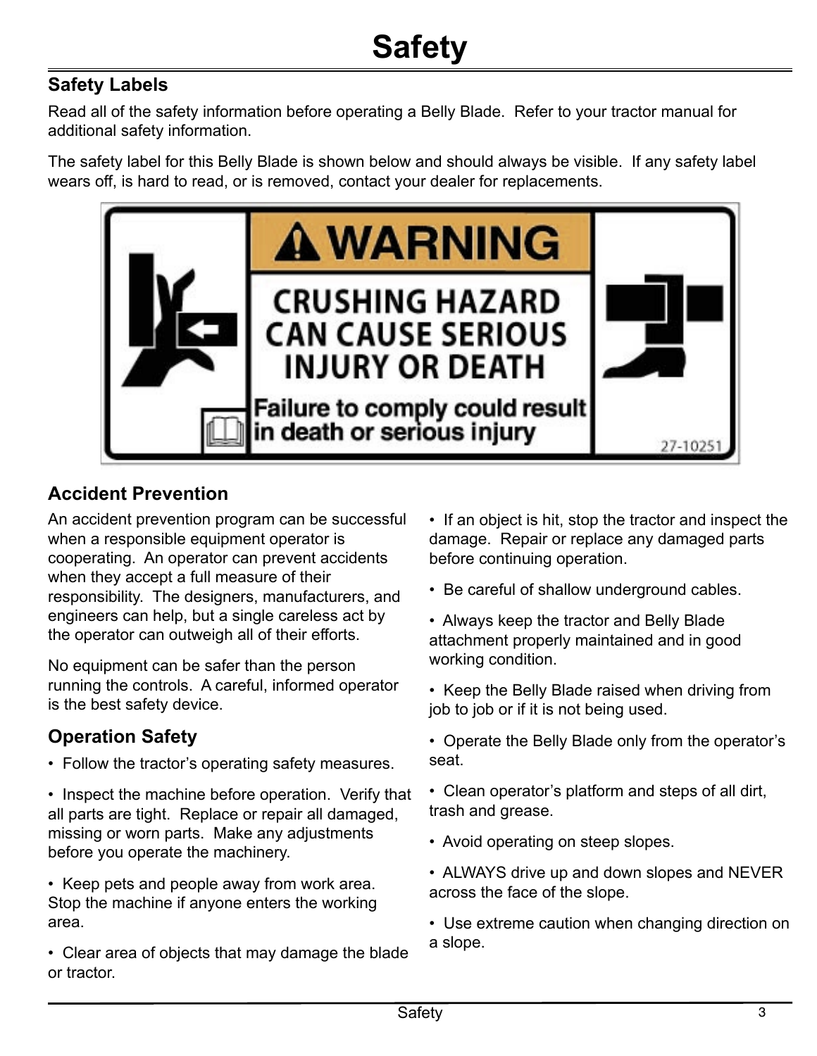# Safety

## Safety Labels

Read all of the safety information before operating a Belly Blade. Refer to your tractor manual for additional safety information.

The safety label for this Belly Blade is shown below and should always be visible. If any safety label wears off, is hard to read, or is removed, contact your dealer for replacements.

**⚠ WARNING**

**CRUSHING HAZARD CAN CAUSE SERIOUS INJURY OR DEATH**

**Failure to comply could result in death or serious injury**

27-10251

## Accident Prevention

An accident prevention program can be successful when a responsible equipment operator is cooperating. An operator can prevent accidents when they accept a full measure of their responsibility. The designers, manufacturers, and engineers can help, but a single careless act by the operator can outweigh all of their efforts.

No equipment can be safer than the person running the controls. A careful, informed operator is the best safety device.

## Operation Safety

- Follow the tractor's operating safety measures.
- Inspect the machine before operation. Verify that all parts are tight. Replace or repair all damaged, missing or worn parts. Make any adjustments before you operate the machinery.
- Keep pets and people away from work area. Stop the machine if anyone enters the working area.
- Clear area of objects that may damage the blade or tractor.
- If an object is hit, stop the tractor and inspect the damage. Repair or replace any damaged parts before continuing operation.
- Be careful of shallow underground cables.
- Always keep the tractor and Belly Blade attachment properly maintained and in good working condition.
- Keep the Belly Blade raised when driving from job to job or if it is not being used.
- Operate the Belly Blade only from the operator's seat.
- Clean operator's platform and steps of all dirt, trash and grease.
- Avoid operating on steep slopes.
- ALWAYS drive up and down slopes and NEVER across the face of the slope.
- Use extreme caution when changing direction on a slope.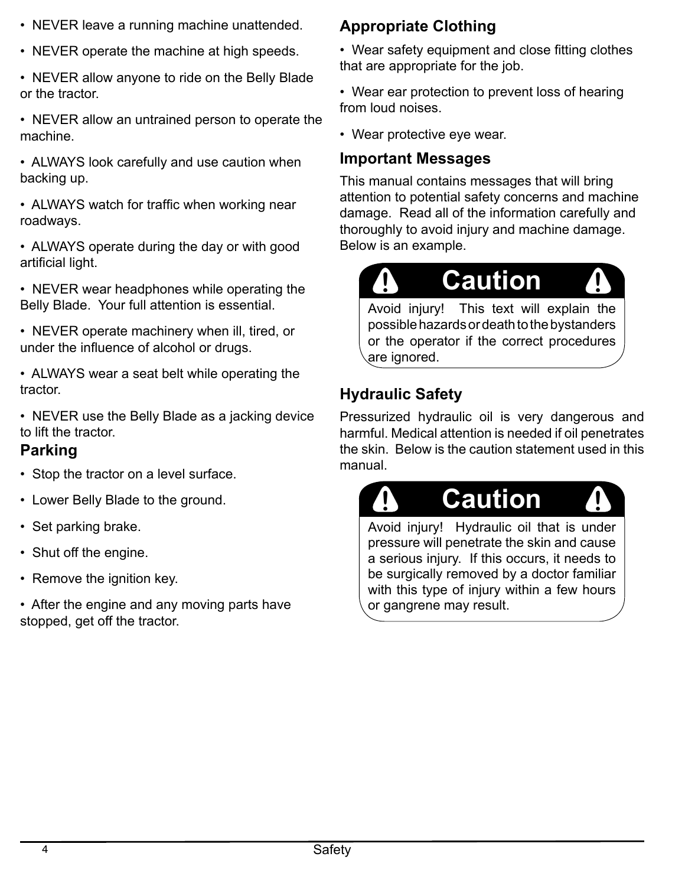- NEVER leave a running machine unattended.
- NEVER operate the machine at high speeds.
- NEVER allow anyone to ride on the Belly Blade or the tractor.
- NEVER allow an untrained person to operate the machine.
- ALWAYS look carefully and use caution when backing up.
- ALWAYS watch for traffic when working near roadways.
- ALWAYS operate during the day or with good artificial light.
- NEVER wear headphones while operating the Belly Blade. Your full attention is essential.
- NEVER operate machinery when ill, tired, or under the influence of alcohol or drugs.
- ALWAYS wear a seat belt while operating the tractor.
- NEVER use the Belly Blade as a jacking device to lift the tractor.

### Parking

- Stop the tractor on a level surface.
- Lower Belly Blade to the ground.
- Set parking brake.
- Shut off the engine.
- Remove the ignition key.
- After the engine and any moving parts have stopped, get off the tractor.

### Appropriate Clothing

- Wear safety equipment and close fitting clothes that are appropriate for the job.
- Wear ear protection to prevent loss of hearing from loud noises.
- Wear protective eye wear.

### Important Messages

This manual contains messages that will bring attention to potential safety concerns and machine damage. Read all of the information carefully and thoroughly to avoid injury and machine damage. Below is an example.

> **Caution**
>
> Avoid injury! This text will explain the possible hazards or death to the bystanders or the operator if the correct procedures are ignored.

### Hydraulic Safety

Pressurized hydraulic oil is very dangerous and harmful. Medical attention is needed if oil penetrates the skin. Below is the caution statement used in this manual.

> **Caution**
>
> Avoid injury! Hydraulic oil that is under pressure will penetrate the skin and cause a serious injury. If this occurs, it needs to be surgically removed by a doctor familiar with this type of injury within a few hours or gangrene may result.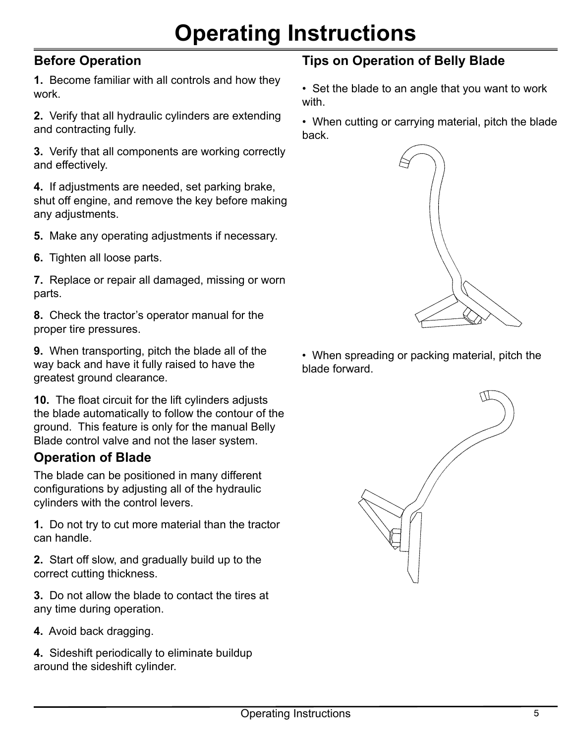# Operating Instructions

## Before Operation

**1.** Become familiar with all controls and how they work.

**2.** Verify that all hydraulic cylinders are extending and contracting fully.

**3.** Verify that all components are working correctly and effectively.

**4.** If adjustments are needed, set parking brake, shut off engine, and remove the key before making any adjustments.

**5.** Make any operating adjustments if necessary.

**6.** Tighten all loose parts.

**7.** Replace or repair all damaged, missing or worn parts.

**8.** Check the tractor's operator manual for the proper tire pressures.

**9.** When transporting, pitch the blade all of the way back and have it fully raised to have the greatest ground clearance.

**10.** The float circuit for the lift cylinders adjusts the blade automatically to follow the contour of the ground. This feature is only for the manual Belly Blade control valve and not the laser system.

## Operation of Blade

The blade can be positioned in many different configurations by adjusting all of the hydraulic cylinders with the control levers.

**1.** Do not try to cut more material than the tractor can handle.

**2.** Start off slow, and gradually build up to the correct cutting thickness.

**3.** Do not allow the blade to contact the tires at any time during operation.

**4.** Avoid back dragging.

**4.** Sideshift periodically to eliminate buildup around the sideshift cylinder.

## Tips on Operation of Belly Blade

- Set the blade to an angle that you want to work with.
- When cutting or carrying material, pitch the blade back.
- When spreading or packing material, pitch the blade forward.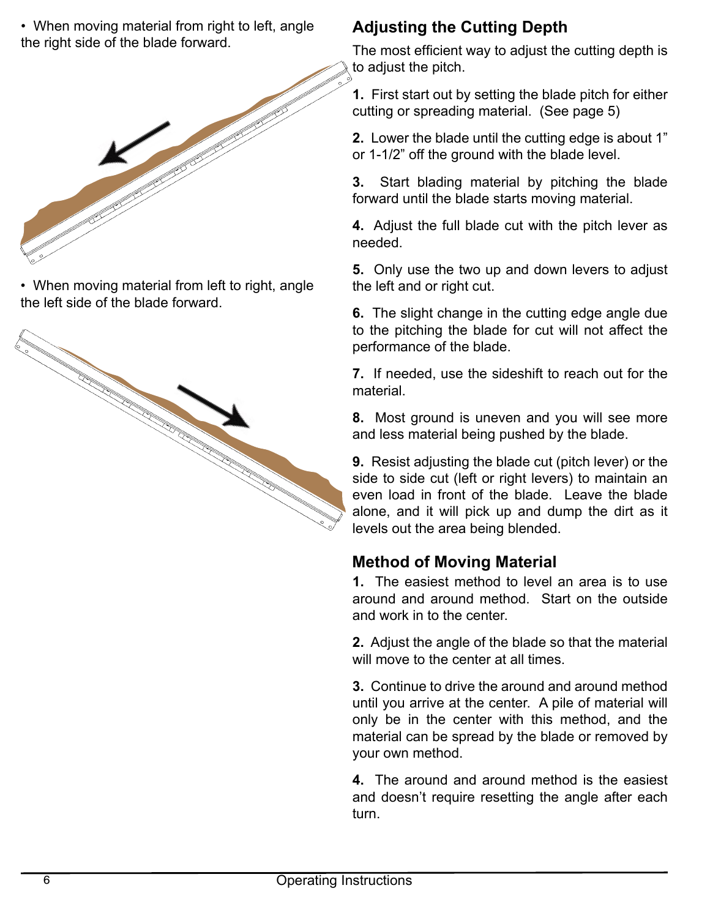- When moving material from right to left, angle the right side of the blade forward.

- When moving material from left to right, angle the left side of the blade forward.

## Adjusting the Cutting Depth

The most efficient way to adjust the cutting depth is to adjust the pitch.

**1.** First start out by setting the blade pitch for either cutting or spreading material. (See page 5)

**2.** Lower the blade until the cutting edge is about 1" or 1-1/2" off the ground with the blade level.

**3.** Start blading material by pitching the blade forward until the blade starts moving material.

**4.** Adjust the full blade cut with the pitch lever as needed.

**5.** Only use the two up and down levers to adjust the left and or right cut.

**6.** The slight change in the cutting edge angle due to the pitching the blade for cut will not affect the performance of the blade.

**7.** If needed, use the sideshift to reach out for the material.

**8.** Most ground is uneven and you will see more and less material being pushed by the blade.

**9.** Resist adjusting the blade cut (pitch lever) or the side to side cut (left or right levers) to maintain an even load in front of the blade. Leave the blade alone, and it will pick up and dump the dirt as it levels out the area being blended.

## Method of Moving Material

**1.** The easiest method to level an area is to use around and around method. Start on the outside and work in to the center.

**2.** Adjust the angle of the blade so that the material will move to the center at all times.

**3.** Continue to drive the around and around method until you arrive at the center. A pile of material will only be in the center with this method, and the material can be spread by the blade or removed by your own method.

**4.** The around and around method is the easiest and doesn't require resetting the angle after each turn.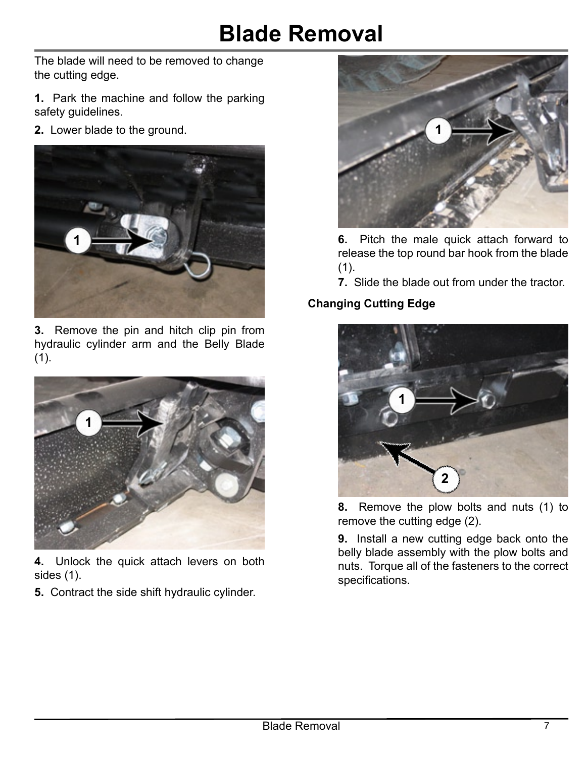# Blade Removal

The blade will need to be removed to change the cutting edge.

**1.** Park the machine and follow the parking safety guidelines.

**2.** Lower blade to the ground.

**3.** Remove the pin and hitch clip pin from hydraulic cylinder arm and the Belly Blade (1).

**4.** Unlock the quick attach levers on both sides (1).

**5.** Contract the side shift hydraulic cylinder.

**6.** Pitch the male quick attach forward to release the top round bar hook from the blade (1).

**7.** Slide the blade out from under the tractor.

### Changing Cutting Edge

**8.** Remove the plow bolts and nuts (1) to remove the cutting edge (2).

**9.** Install a new cutting edge back onto the belly blade assembly with the plow bolts and nuts. Torque all of the fasteners to the correct specifications.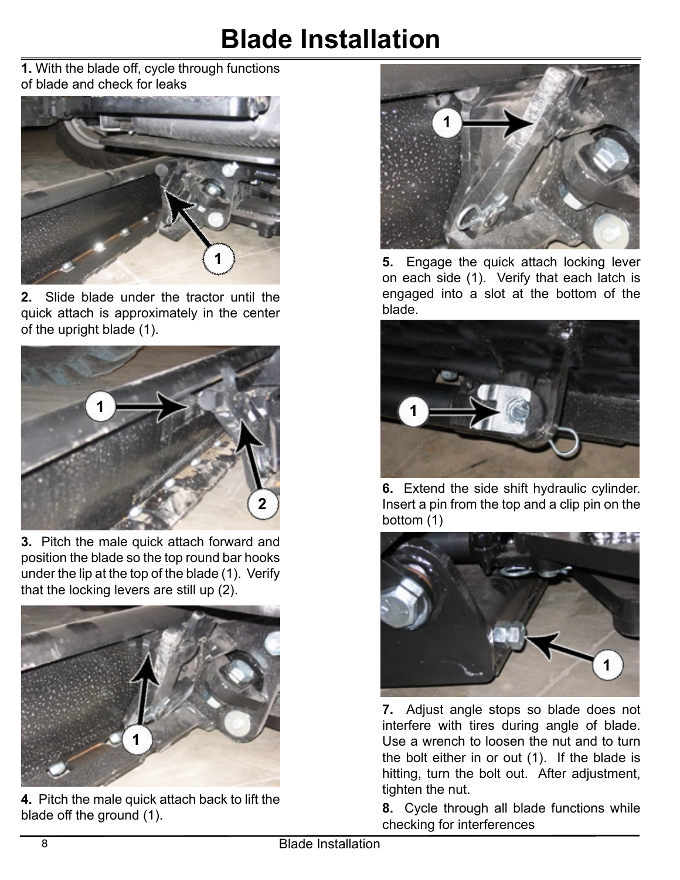# Blade Installation

**1.** With the blade off, cycle through functions of blade and check for leaks

**2.** Slide blade under the tractor until the quick attach is approximately in the center of the upright blade (1).

**3.** Pitch the male quick attach forward and position the blade so the top round bar hooks under the lip at the top of the blade (1). Verify that the locking levers are still up (2).

**4.** Pitch the male quick attach back to lift the blade off the ground (1).

**5.** Engage the quick attach locking lever on each side (1). Verify that each latch is engaged into a slot at the bottom of the blade.

**6.** Extend the side shift hydraulic cylinder. Insert a pin from the top and a clip pin on the bottom (1)

**7.** Adjust angle stops so blade does not interfere with tires during angle of blade. Use a wrench to loosen the nut and to turn the bolt either in or out (1). If the blade is hitting, turn the bolt out. After adjustment, tighten the nut.

**8.** Cycle through all blade functions while checking for interferences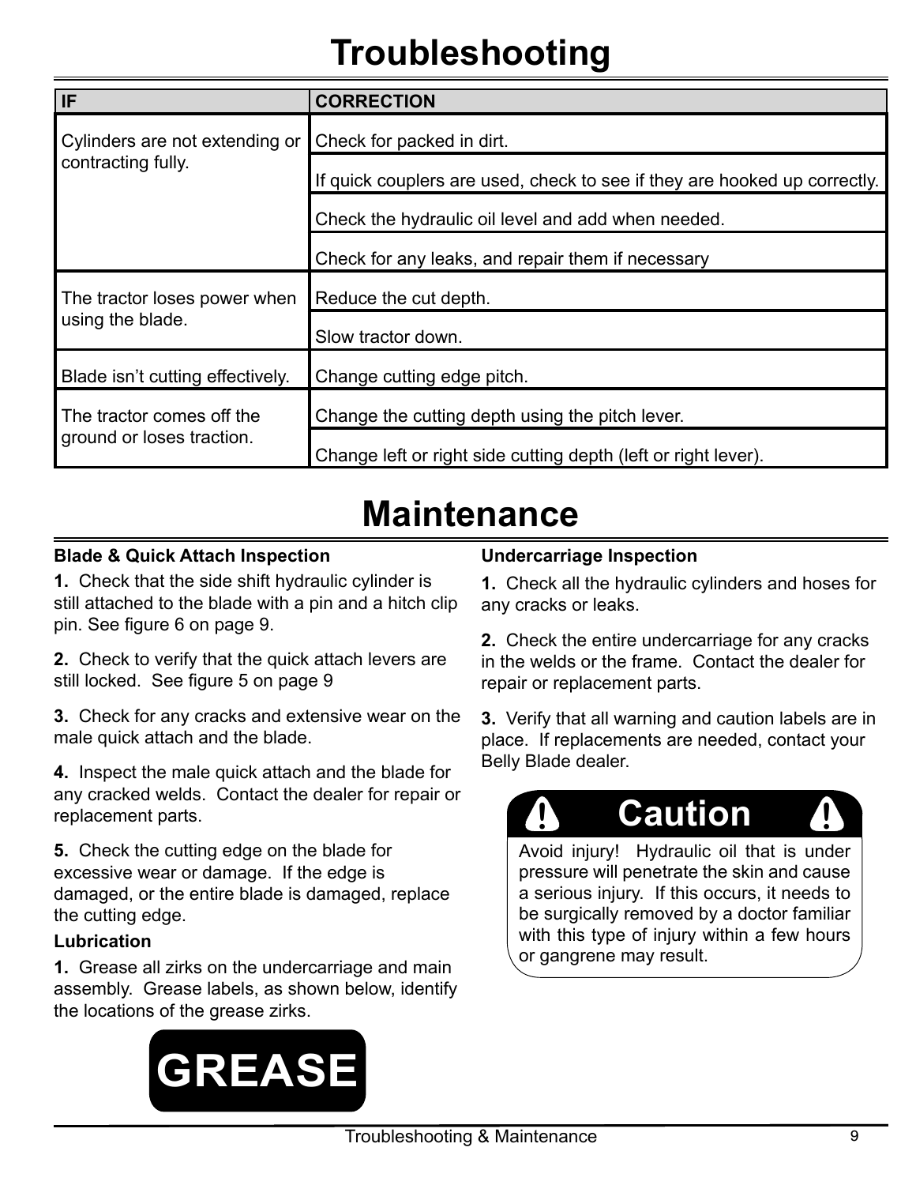# Troubleshooting

| IF | CORRECTION |
|---|---|
| Cylinders are not extending or contracting fully. | Check for packed in dirt. |
| | If quick couplers are used, check to see if they are hooked up correctly. |
| | Check the hydraulic oil level and add when needed. |
| | Check for any leaks, and repair them if necessary |
| The tractor loses power when using the blade. | Reduce the cut depth. |
| | Slow tractor down. |
| Blade isn't cutting effectively. | Change cutting edge pitch. |
| The tractor comes off the ground or loses traction. | Change the cutting depth using the pitch lever. |
| | Change left or right side cutting depth (left or right lever). |

# Maintenance

**Blade & Quick Attach Inspection**

**1.** Check that the side shift hydraulic cylinder is still attached to the blade with a pin and a hitch clip pin. See figure 6 on page 9.

**2.** Check to verify that the quick attach levers are still locked. See figure 5 on page 9

**3.** Check for any cracks and extensive wear on the male quick attach and the blade.

**4.** Inspect the male quick attach and the blade for any cracked welds. Contact the dealer for repair or replacement parts.

**5.** Check the cutting edge on the blade for excessive wear or damage. If the edge is damaged, or the entire blade is damaged, replace the cutting edge.

**Lubrication**

**1.** Grease all zirks on the undercarriage and main assembly. Grease labels, as shown below, identify the locations of the grease zirks.

**GREASE**

**Undercarriage Inspection**

**1.** Check all the hydraulic cylinders and hoses for any cracks or leaks.

**2.** Check the entire undercarriage for any cracks in the welds or the frame. Contact the dealer for repair or replacement parts.

**3.** Verify that all warning and caution labels are in place. If replacements are needed, contact your Belly Blade dealer.

**Caution**

Avoid injury! Hydraulic oil that is under pressure will penetrate the skin and cause a serious injury. If this occurs, it needs to be surgically removed by a doctor familiar with this type of injury within a few hours or gangrene may result.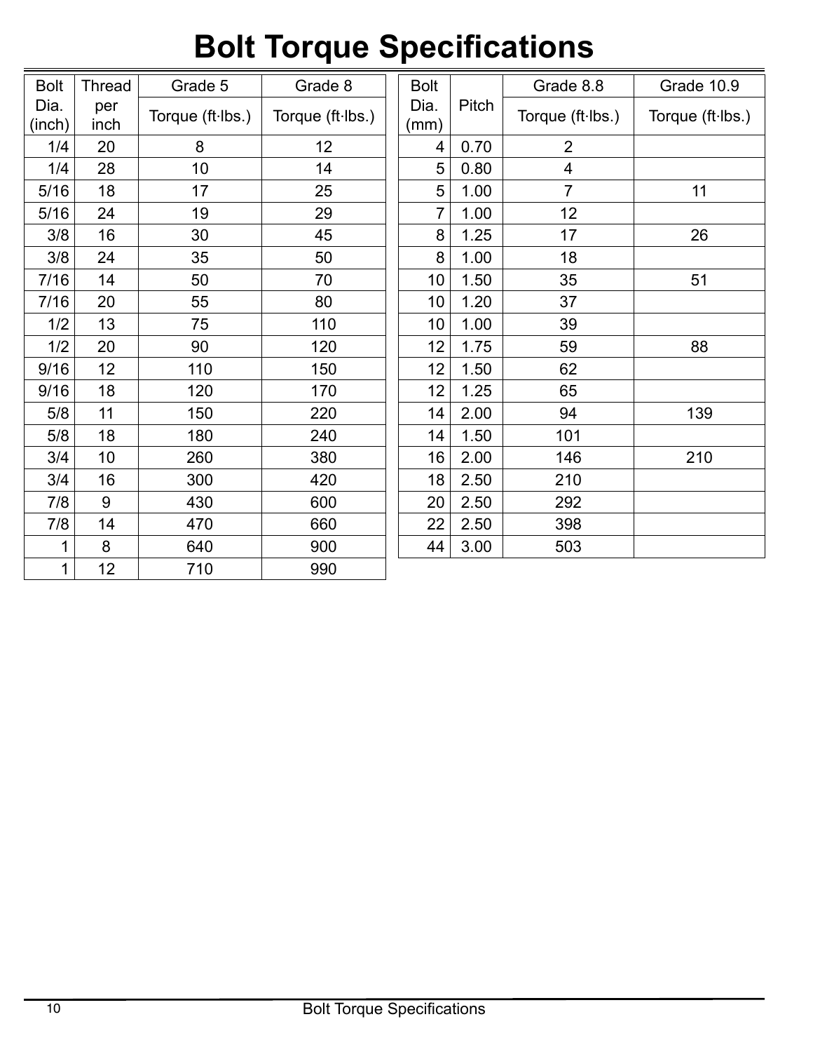# Bolt Torque Specifications

| Bolt Dia. (inch) | Thread per inch | Grade 5 | Grade 8 |
|---|---|---|---|
| | | Torque (ft·lbs.) | Torque (ft·lbs.) |
| 1/4 | 20 | 8 | 12 |
| 1/4 | 28 | 10 | 14 |
| 5/16 | 18 | 17 | 25 |
| 5/16 | 24 | 19 | 29 |
| 3/8 | 16 | 30 | 45 |
| 3/8 | 24 | 35 | 50 |
| 7/16 | 14 | 50 | 70 |
| 7/16 | 20 | 55 | 80 |
| 1/2 | 13 | 75 | 110 |
| 1/2 | 20 | 90 | 120 |
| 9/16 | 12 | 110 | 150 |
| 9/16 | 18 | 120 | 170 |
| 5/8 | 11 | 150 | 220 |
| 5/8 | 18 | 180 | 240 |
| 3/4 | 10 | 260 | 380 |
| 3/4 | 16 | 300 | 420 |
| 7/8 | 9 | 430 | 600 |
| 7/8 | 14 | 470 | 660 |
| 1 | 8 | 640 | 900 |
| 1 | 12 | 710 | 990 |

| Bolt Dia. (mm) | Pitch | Grade 8.8 | Grade 10.9 |
|---|---|---|---|
| | | Torque (ft·lbs.) | Torque (ft·lbs.) |
| 4 | 0.70 | 2 | |
| 5 | 0.80 | 4 | |
| 5 | 1.00 | 7 | 11 |
| 7 | 1.00 | 12 | |
| 8 | 1.25 | 17 | 26 |
| 8 | 1.00 | 18 | |
| 10 | 1.50 | 35 | 51 |
| 10 | 1.20 | 37 | |
| 10 | 1.00 | 39 | |
| 12 | 1.75 | 59 | 88 |
| 12 | 1.50 | 62 | |
| 12 | 1.25 | 65 | |
| 14 | 2.00 | 94 | 139 |
| 14 | 1.50 | 101 | |
| 16 | 2.00 | 146 | 210 |
| 18 | 2.50 | 210 | |
| 20 | 2.50 | 292 | |
| 22 | 2.50 | 398 | |
| 44 | 3.00 | 503 | |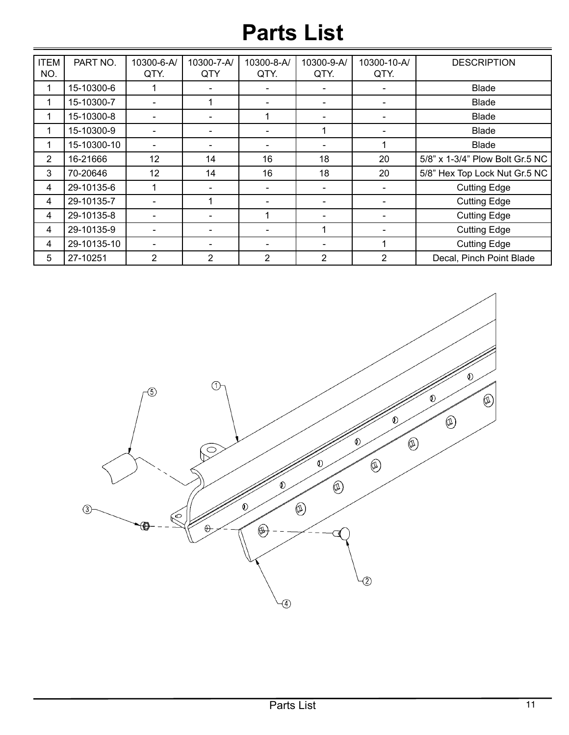# Parts List

| ITEM NO. | PART NO. | 10300-6-A/ QTY. | 10300-7-A/ QTY | 10300-8-A/ QTY. | 10300-9-A/ QTY. | 10300-10-A/ QTY. | DESCRIPTION |
|---|---|---|---|---|---|---|---|
| 1 | 15-10300-6 | 1 | - | - | - | - | Blade |
| 1 | 15-10300-7 | - | 1 | - | - | - | Blade |
| 1 | 15-10300-8 | - | - | 1 | - | - | Blade |
| 1 | 15-10300-9 | - | - | - | 1 | - | Blade |
| 1 | 15-10300-10 | - | - | - | - | 1 | Blade |
| 2 | 16-21666 | 12 | 14 | 16 | 18 | 20 | 5/8" x 1-3/4" Plow Bolt Gr.5 NC |
| 3 | 70-20646 | 12 | 14 | 16 | 18 | 20 | 5/8" Hex Top Lock Nut Gr.5 NC |
| 4 | 29-10135-6 | 1 | - | - | - | - | Cutting Edge |
| 4 | 29-10135-7 | - | 1 | - | - | - | Cutting Edge |
| 4 | 29-10135-8 | - | - | 1 | - | - | Cutting Edge |
| 4 | 29-10135-9 | - | - | - | 1 | - | Cutting Edge |
| 4 | 29-10135-10 | - | - | - | - | 1 | Cutting Edge |
| 5 | 27-10251 | 2 | 2 | 2 | 2 | 2 | Decal, Pinch Point Blade |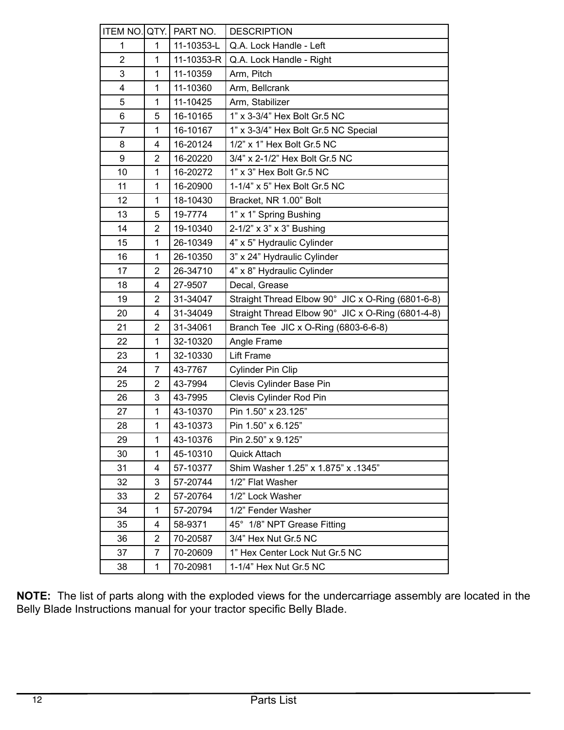| ITEM NO. | QTY. | PART NO. | DESCRIPTION |
|---|---|---|---|
| 1 | 1 | 11-10353-L | Q.A. Lock Handle - Left |
| 2 | 1 | 11-10353-R | Q.A. Lock Handle - Right |
| 3 | 1 | 11-10359 | Arm, Pitch |
| 4 | 1 | 11-10360 | Arm, Bellcrank |
| 5 | 1 | 11-10425 | Arm, Stabilizer |
| 6 | 5 | 16-10165 | 1” x 3-3/4” Hex Bolt Gr.5 NC |
| 7 | 1 | 16-10167 | 1” x 3-3/4” Hex Bolt Gr.5 NC Special |
| 8 | 4 | 16-20124 | 1/2” x 1” Hex Bolt Gr.5 NC |
| 9 | 2 | 16-20220 | 3/4” x 2-1/2” Hex Bolt Gr.5 NC |
| 10 | 1 | 16-20272 | 1” x 3” Hex Bolt Gr.5 NC |
| 11 | 1 | 16-20900 | 1-1/4” x 5” Hex Bolt Gr.5 NC |
| 12 | 1 | 18-10430 | Bracket, NR 1.00” Bolt |
| 13 | 5 | 19-7774 | 1” x 1” Spring Bushing |
| 14 | 2 | 19-10340 | 2-1/2” x 3” x 3” Bushing |
| 15 | 1 | 26-10349 | 4” x 5” Hydraulic Cylinder |
| 16 | 1 | 26-10350 | 3” x 24” Hydraulic Cylinder |
| 17 | 2 | 26-34710 | 4” x 8” Hydraulic Cylinder |
| 18 | 4 | 27-9507 | Decal, Grease |
| 19 | 2 | 31-34047 | Straight Thread Elbow 90° JIC x O-Ring (6801-6-8) |
| 20 | 4 | 31-34049 | Straight Thread Elbow 90° JIC x O-Ring (6801-4-8) |
| 21 | 2 | 31-34061 | Branch Tee JIC x O-Ring (6803-6-6-8) |
| 22 | 1 | 32-10320 | Angle Frame |
| 23 | 1 | 32-10330 | Lift Frame |
| 24 | 7 | 43-7767 | Cylinder Pin Clip |
| 25 | 2 | 43-7994 | Clevis Cylinder Base Pin |
| 26 | 3 | 43-7995 | Clevis Cylinder Rod Pin |
| 27 | 1 | 43-10370 | Pin 1.50” x 23.125” |
| 28 | 1 | 43-10373 | Pin 1.50” x 6.125” |
| 29 | 1 | 43-10376 | Pin 2.50” x 9.125” |
| 30 | 1 | 45-10310 | Quick Attach |
| 31 | 4 | 57-10377 | Shim Washer 1.25” x 1.875” x .1345” |
| 32 | 3 | 57-20744 | 1/2” Flat Washer |
| 33 | 2 | 57-20764 | 1/2” Lock Washer |
| 34 | 1 | 57-20794 | 1/2” Fender Washer |
| 35 | 4 | 58-9371 | 45° 1/8” NPT Grease Fitting |
| 36 | 2 | 70-20587 | 3/4” Hex Nut Gr.5 NC |
| 37 | 7 | 70-20609 | 1” Hex Center Lock Nut Gr.5 NC |
| 38 | 1 | 70-20981 | 1-1/4” Hex Nut Gr.5 NC |

**NOTE:** The list of parts along with the exploded views for the undercarriage assembly are located in the Belly Blade Instructions manual for your tractor specific Belly Blade.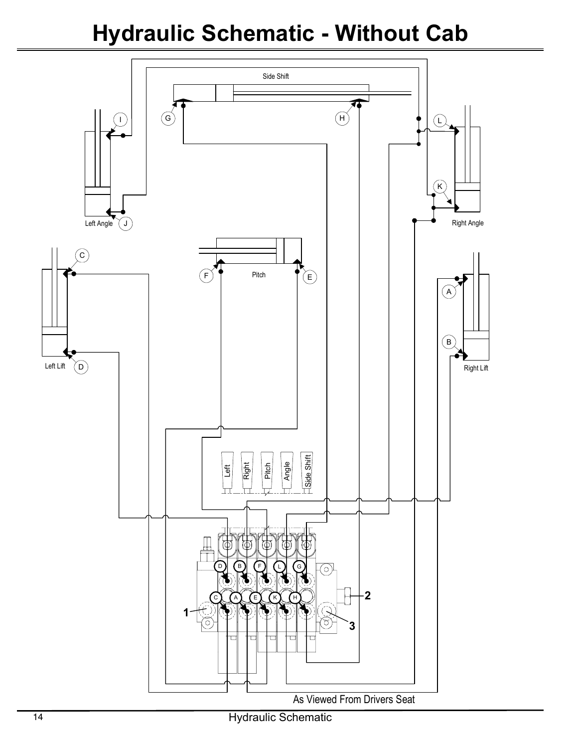# Hydraulic Schematic - Without Cab

Side Shift

G

H

I

L

K

Left Angle

J

Right Angle

C

F

Pitch

E

A

B

Left Lift

D

Right Lift

Left

Right

Pitch

Angle

Side Shift

D

B

F

L

G

C

A

E

K

H

1

2

3

As Viewed From Drivers Seat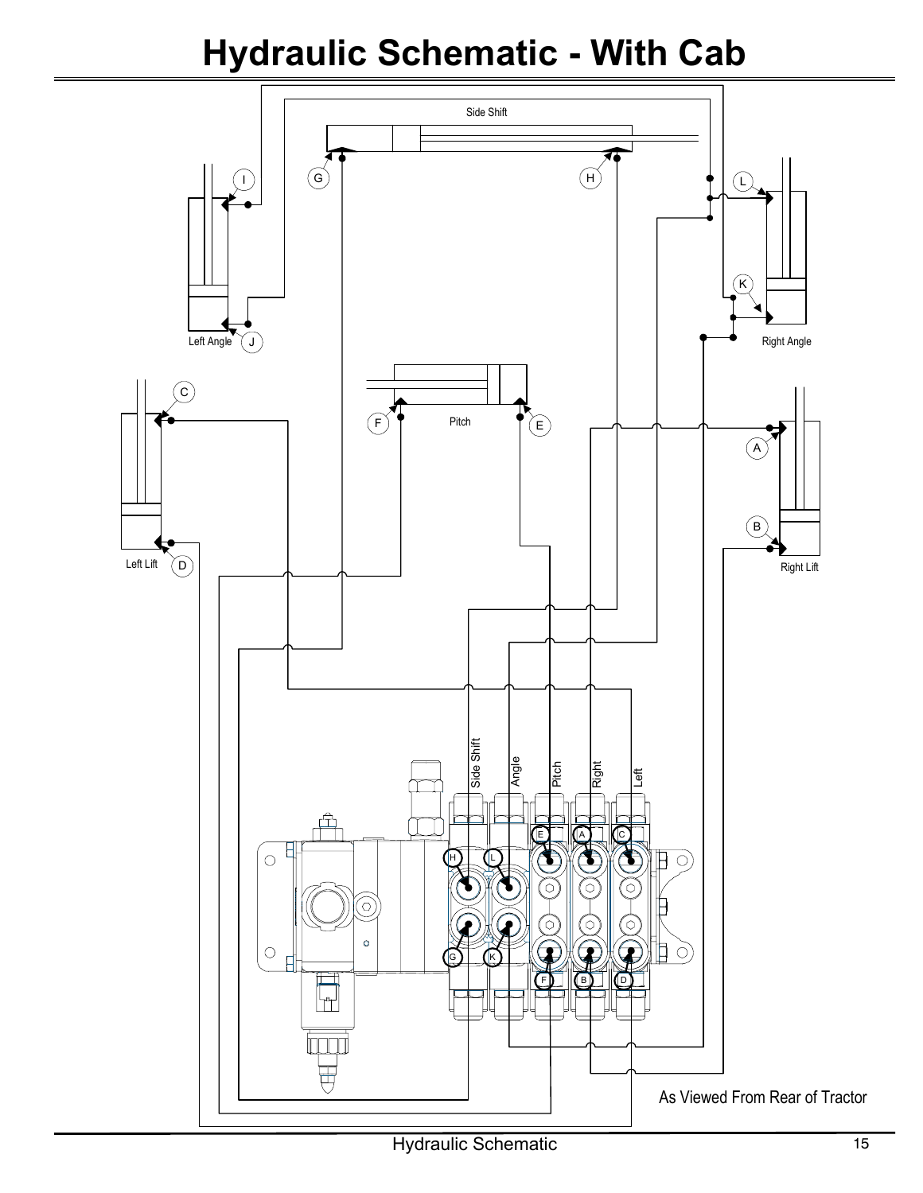# Hydraulic Schematic - With Cab

Side Shift

G H

I L

K

Left Angle J

Right Angle

C

F Pitch E

A

B

Left Lift D

Right Lift

Side Shift Angle Pitch Right Left

E A C

H L

G K

F B D

As Viewed From Rear of Tractor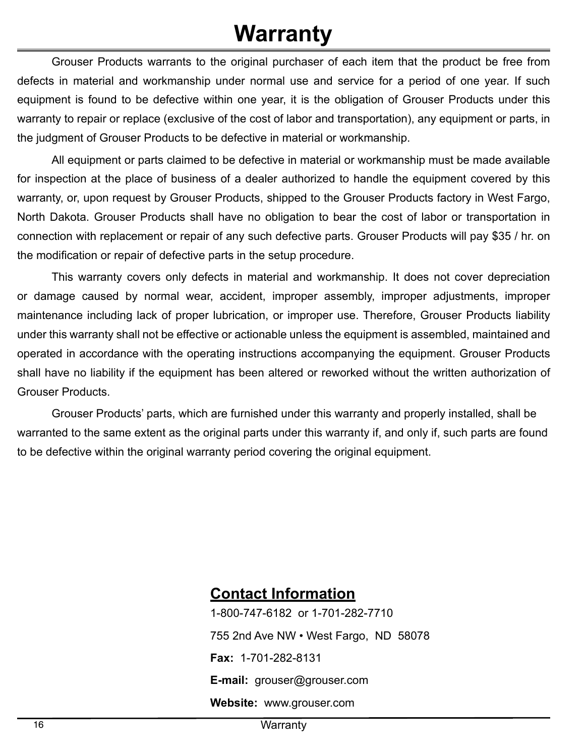# Warranty

Grouser Products warrants to the original purchaser of each item that the product be free from defects in material and workmanship under normal use and service for a period of one year. If such equipment is found to be defective within one year, it is the obligation of Grouser Products under this warranty to repair or replace (exclusive of the cost of labor and transportation), any equipment or parts, in the judgment of Grouser Products to be defective in material or workmanship.

All equipment or parts claimed to be defective in material or workmanship must be made available for inspection at the place of business of a dealer authorized to handle the equipment covered by this warranty, or, upon request by Grouser Products, shipped to the Grouser Products factory in West Fargo, North Dakota. Grouser Products shall have no obligation to bear the cost of labor or transportation in connection with replacement or repair of any such defective parts. Grouser Products will pay $35 / hr. on the modification or repair of defective parts in the setup procedure.

This warranty covers only defects in material and workmanship. It does not cover depreciation or damage caused by normal wear, accident, improper assembly, improper adjustments, improper maintenance including lack of proper lubrication, or improper use. Therefore, Grouser Products liability under this warranty shall not be effective or actionable unless the equipment is assembled, maintained and operated in accordance with the operating instructions accompanying the equipment. Grouser Products shall have no liability if the equipment has been altered or reworked without the written authorization of Grouser Products.

Grouser Products' parts, which are furnished under this warranty and properly installed, shall be warranted to the same extent as the original parts under this warranty if, and only if, such parts are found to be defective within the original warranty period covering the original equipment.

## Contact Information

1-800-747-6182 or 1-701-282-7710

755 2nd Ave NW • West Fargo, ND 58078

**Fax:** 1-701-282-8131

**E-mail:** grouser@grouser.com

**Website:** www.grouser.com